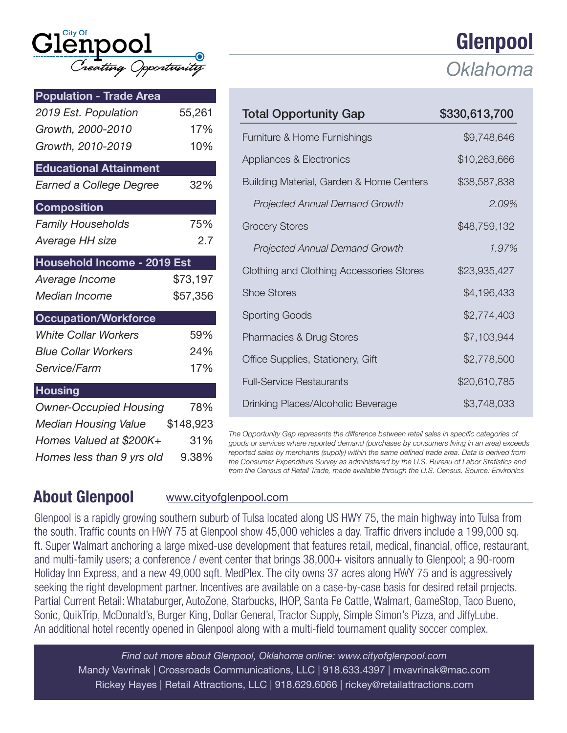City Of

# Glenpool

*Creating Opportunity*

## Glenpool

*Oklahoma*

| Population - Trade Area | |
|---|---|
| *2019 Est. Population* | 55,261 |
| *Growth, 2000-2010* | 17% |
| *Growth, 2010-2019* | 10% |

| Educational Attainment | |
|---|---|
| *Earned a College Degree* | 32% |

| Composition | |
|---|---|
| *Family Households* | 75% |
| *Average HH size* | 2.7 |

| Household Income - 2019 Est | |
|---|---|
| *Average Income* | $73,197 |
| *Median Income* | $57,356 |

| Occupation/Workforce | |
|---|---|
| *White Collar Workers* | 59% |
| *Blue Collar Workers* | 24% |
| *Service/Farm* | 17% |

| Housing | |
|---|---|
| *Owner-Occupied Housing* | 78% |
| *Median Housing Value* | $148,923 |
| *Homes Valued at $200K+* | 31% |
| *Homes less than 9 yrs old* | 9.38% |

| Total Opportunity Gap | $330,613,700 |
|---|---|
| Furniture & Home Furnishings | $9,748,646 |
| Appliances & Electronics | $10,263,666 |
| Building Material, Garden & Home Centers | $38,587,838 |
| *Projected Annual Demand Growth* | *2.09%* |
| Grocery Stores | $48,759,132 |
| *Projected Annual Demand Growth* | *1.97%* |
| Clothing and Clothing Accessories Stores | $23,935,427 |
| Shoe Stores | $4,196,433 |
| Sporting Goods | $2,774,403 |
| Pharmacies & Drug Stores | $7,103,944 |
| Office Supplies, Stationery, Gift | $2,778,500 |
| Full-Service Restaurants | $20,610,785 |
| Drinking Places/Alcoholic Beverage | $3,748,033 |

*The Opportunity Gap represents the difference between retail sales in specific categories of goods or services where reported demand (purchases by consumers living in an area) exceeds reported sales by merchants (supply) within the same defined trade area. Data is derived from the Consumer Expenditure Survey as administered by the U.S. Bureau of Labor Statistics and from the Census of Retail Trade, made available through the U.S. Census. Source: Environics*

## About Glenpool

www.cityofglenpool.com

Glenpool is a rapidly growing southern suburb of Tulsa located along US HWY 75, the main highway into Tulsa from the south. Traffic counts on HWY 75 at Glenpool show 45,000 vehicles a day. Traffic drivers include a 199,000 sq. ft. Super Walmart anchoring a large mixed-use development that features retail, medical, financial, office, restaurant, and multi-family users; a conference / event center that brings 38,000+ visitors annually to Glenpool; a 90-room Holiday Inn Express, and a new 49,000 sqft. MedPlex. The city owns 37 acres along HWY 75 and is aggressively seeking the right development partner. Incentives are available on a case-by-case basis for desired retail projects. Partial Current Retail: Whataburger, AutoZone, Starbucks, IHOP, Santa Fe Cattle, Walmart, GameStop, Taco Bueno, Sonic, QuikTrip, McDonald's, Burger King, Dollar General, Tractor Supply, Simple Simon's Pizza, and JiffyLube. An additional hotel recently opened in Glenpool along with a multi-field tournament quality soccer complex.

*Find out more about Glenpool, Oklahoma online: www.cityofglenpool.com*

Mandy Vavrinak | Crossroads Communications, LLC | 918.633.4397 | mvavrinak@mac.com

Rickey Hayes | Retail Attractions, LLC | 918.629.6066 | rickey@retailattractions.com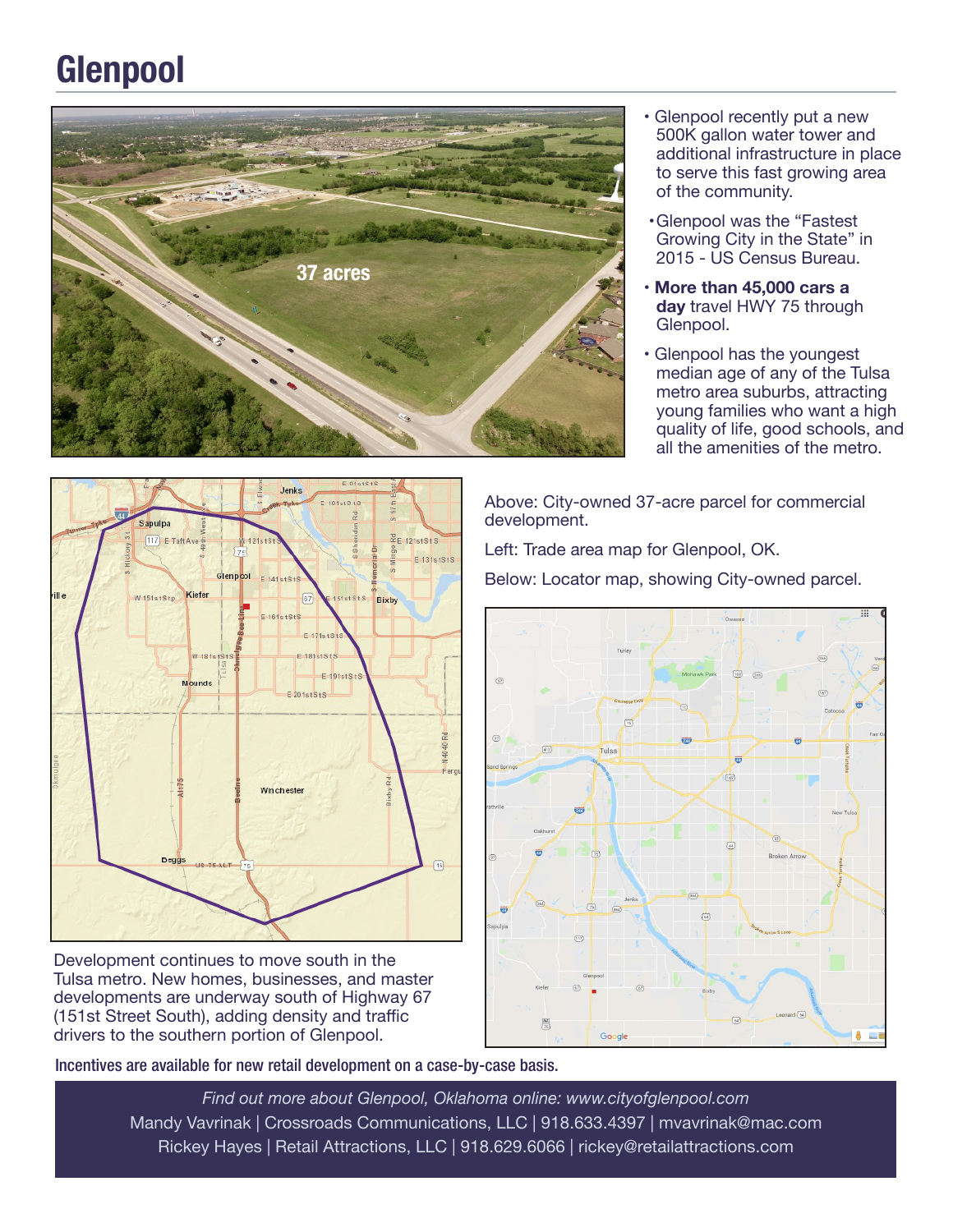# Glenpool

- Glenpool recently put a new 500K gallon water tower and additional infrastructure in place to serve this fast growing area of the community.
- Glenpool was the "Fastest Growing City in the State" in 2015 - US Census Bureau.
- **More than 45,000 cars a day** travel HWY 75 through Glenpool.
- Glenpool has the youngest median age of any of the Tulsa metro area suburbs, attracting young families who want a high quality of life, good schools, and all the amenities of the metro.

Above: City-owned 37-acre parcel for commercial development.

Left: Trade area map for Glenpool, OK.

Below: Locator map, showing City-owned parcel.

Development continues to move south in the Tulsa metro. New homes, businesses, and master developments are underway south of Highway 67 (151st Street South), adding density and traffic drivers to the southern portion of Glenpool.

**Incentives are available for new retail development on a case-by-case basis.**

*Find out more about Glenpool, Oklahoma online: www.cityofglenpool.com*

Mandy Vavrinak | Crossroads Communications, LLC | 918.633.4397 | mvavrinak@mac.com

Rickey Hayes | Retail Attractions, LLC | 918.629.6066 | rickey@retailattractions.com